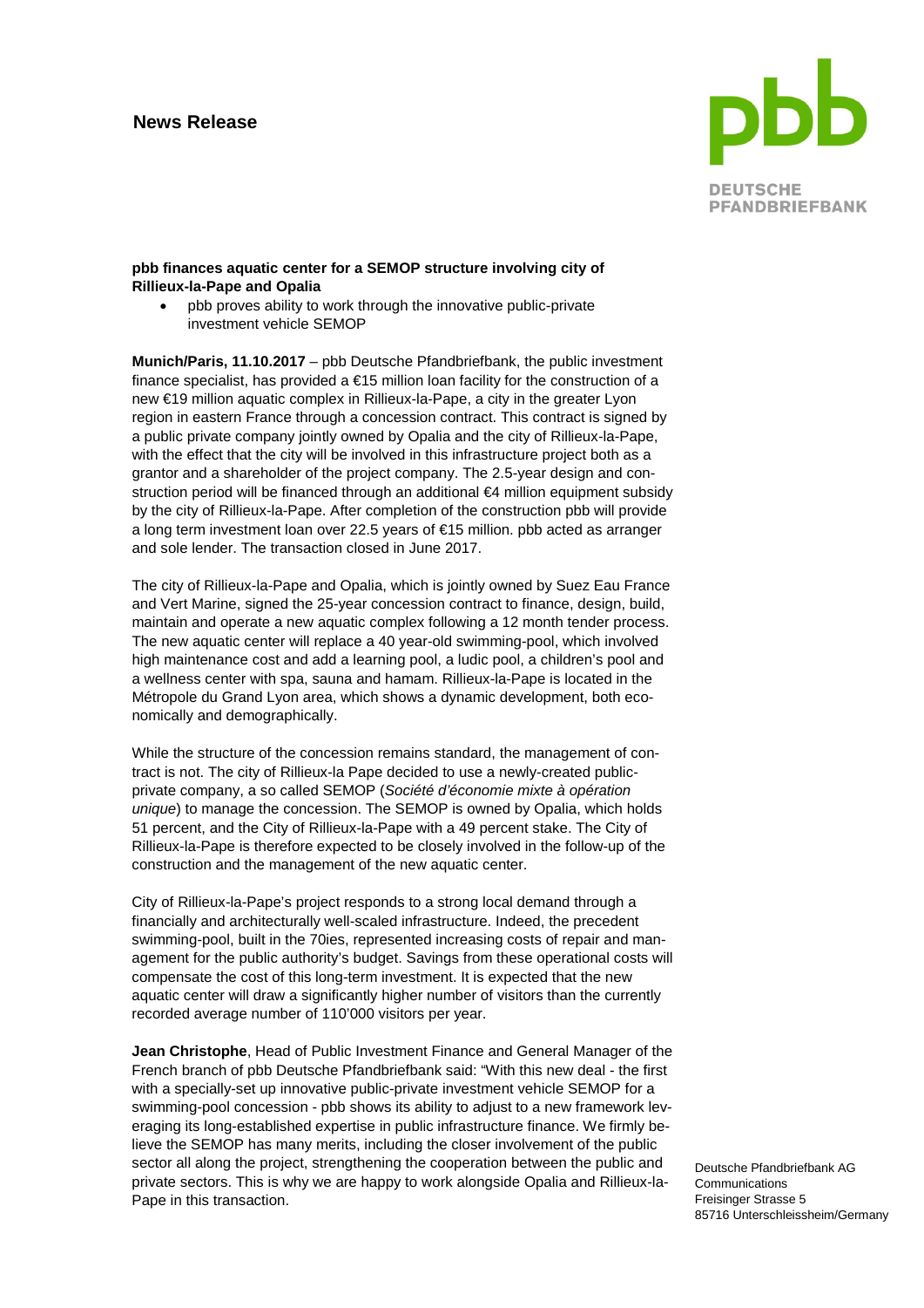**News Release**

pbb

DEUTSCHE PFANDBRIEFBANK

**pbb finances aquatic center for a SEMOP structure involving city of Rillieux-la-Pape and Opalia**

- pbb proves ability to work through the innovative public-private investment vehicle SEMOP

**Munich/Paris, 11.10.2017** – pbb Deutsche Pfandbriefbank, the public investment finance specialist, has provided a €15 million loan facility for the construction of a new €19 million aquatic complex in Rillieux-la-Pape, a city in the greater Lyon region in eastern France through a concession contract. This contract is signed by a public private company jointly owned by Opalia and the city of Rillieux-la-Pape, with the effect that the city will be involved in this infrastructure project both as a grantor and a shareholder of the project company. The 2.5-year design and construction period will be financed through an additional €4 million equipment subsidy by the city of Rillieux-la-Pape. After completion of the construction pbb will provide a long term investment loan over 22.5 years of €15 million. pbb acted as arranger and sole lender. The transaction closed in June 2017.

The city of Rillieux-la-Pape and Opalia, which is jointly owned by Suez Eau France and Vert Marine, signed the 25-year concession contract to finance, design, build, maintain and operate a new aquatic complex following a 12 month tender process. The new aquatic center will replace a 40 year-old swimming-pool, which involved high maintenance cost and add a learning pool, a ludic pool, a children's pool and a wellness center with spa, sauna and hamam. Rillieux-la-Pape is located in the Métropole du Grand Lyon area, which shows a dynamic development, both economically and demographically.

While the structure of the concession remains standard, the management of contract is not. The city of Rillieux-la Pape decided to use a newly-created public-private company, a so called SEMOP (*Société d'économie mixte à opération unique*) to manage the concession. The SEMOP is owned by Opalia, which holds 51 percent, and the City of Rillieux-la-Pape with a 49 percent stake. The City of Rillieux-la-Pape is therefore expected to be closely involved in the follow-up of the construction and the management of the new aquatic center.

City of Rillieux-la-Pape's project responds to a strong local demand through a financially and architecturally well-scaled infrastructure. Indeed, the precedent swimming-pool, built in the 70ies, represented increasing costs of repair and management for the public authority's budget. Savings from these operational costs will compensate the cost of this long-term investment. It is expected that the new aquatic center will draw a significantly higher number of visitors than the currently recorded average number of 110'000 visitors per year.

**Jean Christophe**, Head of Public Investment Finance and General Manager of the French branch of pbb Deutsche Pfandbriefbank said: "With this new deal - the first with a specially-set up innovative public-private investment vehicle SEMOP for a swimming-pool concession - pbb shows its ability to adjust to a new framework leveraging its long-established expertise in public infrastructure finance. We firmly believe the SEMOP has many merits, including the closer involvement of the public sector all along the project, strengthening the cooperation between the public and private sectors. This is why we are happy to work alongside Opalia and Rillieux-la-Pape in this transaction.

Deutsche Pfandbriefbank AG
Communications
Freisinger Strasse 5
85716 Unterschleissheim/Germany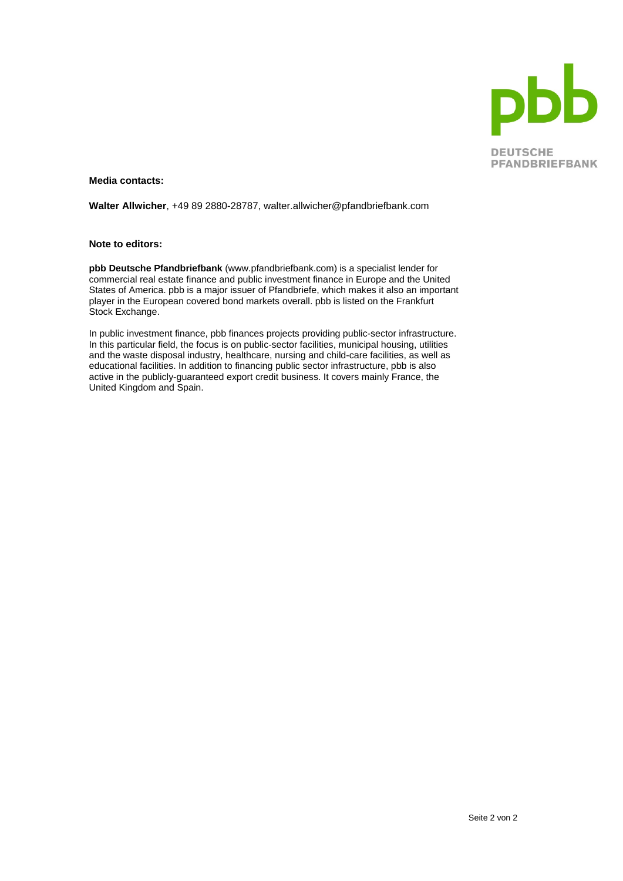**Media contacts:**

**Walter Allwicher**, +49 89 2880-28787, walter.allwicher@pfandbriefbank.com

**Note to editors:**

**pbb Deutsche Pfandbriefbank** (www.pfandbriefbank.com) is a specialist lender for commercial real estate finance and public investment finance in Europe and the United States of America. pbb is a major issuer of Pfandbriefe, which makes it also an important player in the European covered bond markets overall. pbb is listed on the Frankfurt Stock Exchange.

In public investment finance, pbb finances projects providing public-sector infrastructure. In this particular field, the focus is on public-sector facilities, municipal housing, utilities and the waste disposal industry, healthcare, nursing and child-care facilities, as well as educational facilities. In addition to financing public sector infrastructure, pbb is also active in the publicly-guaranteed export credit business. It covers mainly France, the United Kingdom and Spain.